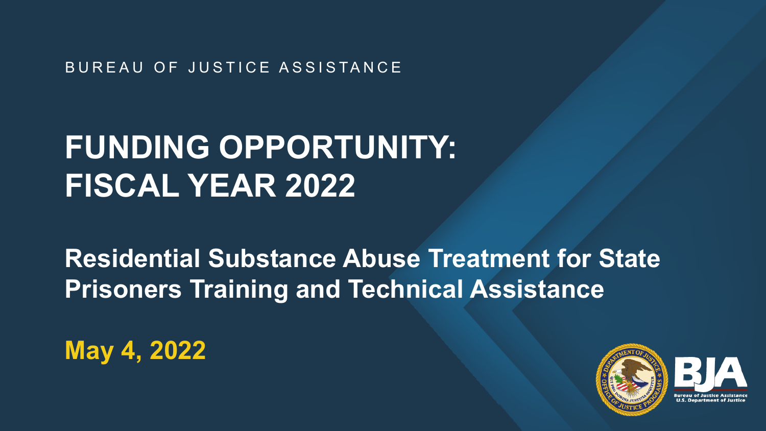BUREAU OF JUSTICE ASSISTANCE

# FUNDING OPPORTUNITY: FISCAL YEAR 2022

## Residential Substance Abuse Treatment for State Prisoners Training and Technical Assistance

**May 4, 2022**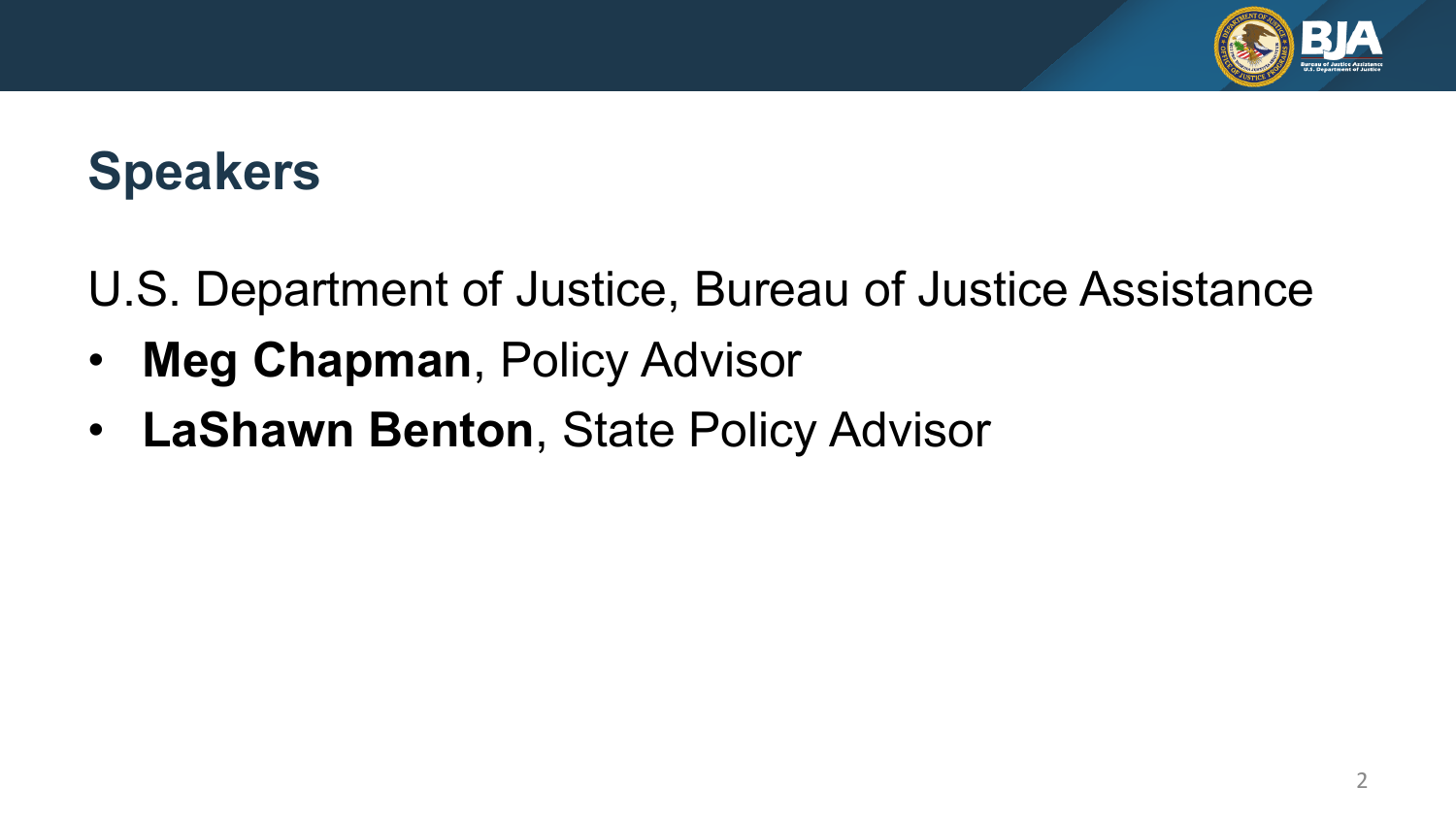## Speakers

U.S. Department of Justice, Bureau of Justice Assistance

- **Meg Chapman**, Policy Advisor
- **LaShawn Benton**, State Policy Advisor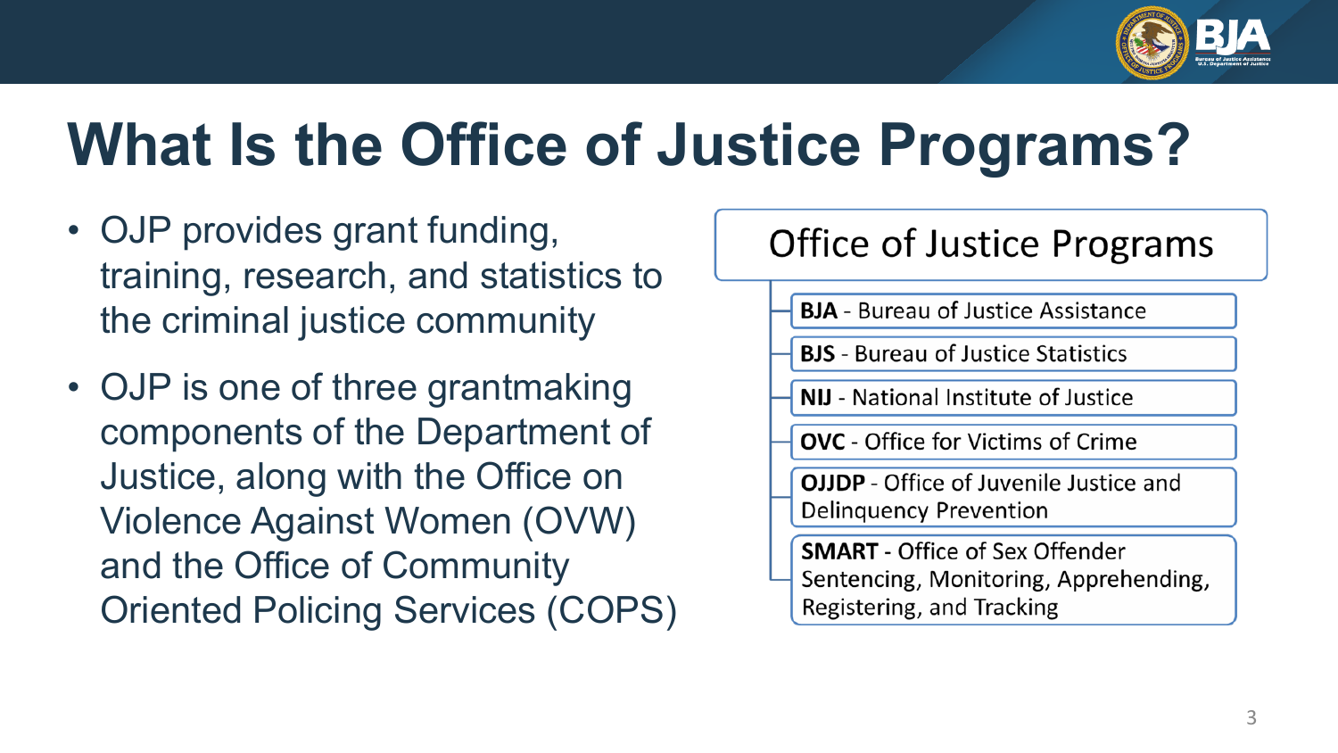# What Is the Office of Justice Programs?

- OJP provides grant funding, training, research, and statistics to the criminal justice community
- OJP is one of three grantmaking components of the Department of Justice, along with the Office on Violence Against Women (OVW) and the Office of Community Oriented Policing Services (COPS)

**Office of Justice Programs**

- **BJA** - Bureau of Justice Assistance
- **BJS** - Bureau of Justice Statistics
- **NIJ** - National Institute of Justice
- **OVC** - Office for Victims of Crime
- **OJJDP** - Office of Juvenile Justice and Delinquency Prevention
- **SMART** - Office of Sex Offender Sentencing, Monitoring, Apprehending, Registering, and Tracking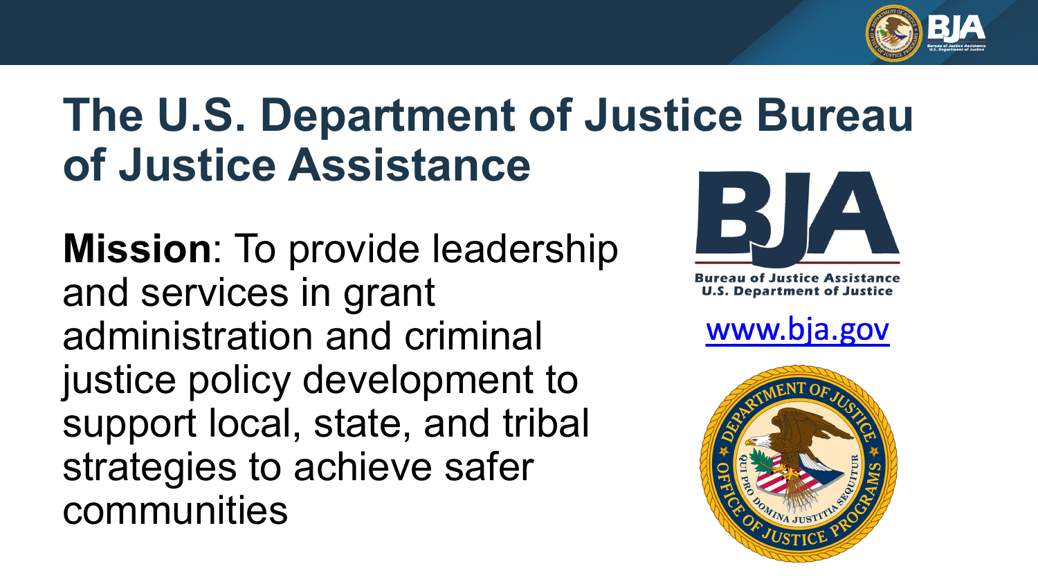# The U.S. Department of Justice Bureau of Justice Assistance

**Mission**: To provide leadership and services in grant administration and criminal justice policy development to support local, state, and tribal strategies to achieve safer communities

Bureau of Justice Assistance
U.S. Department of Justice

www.bja.gov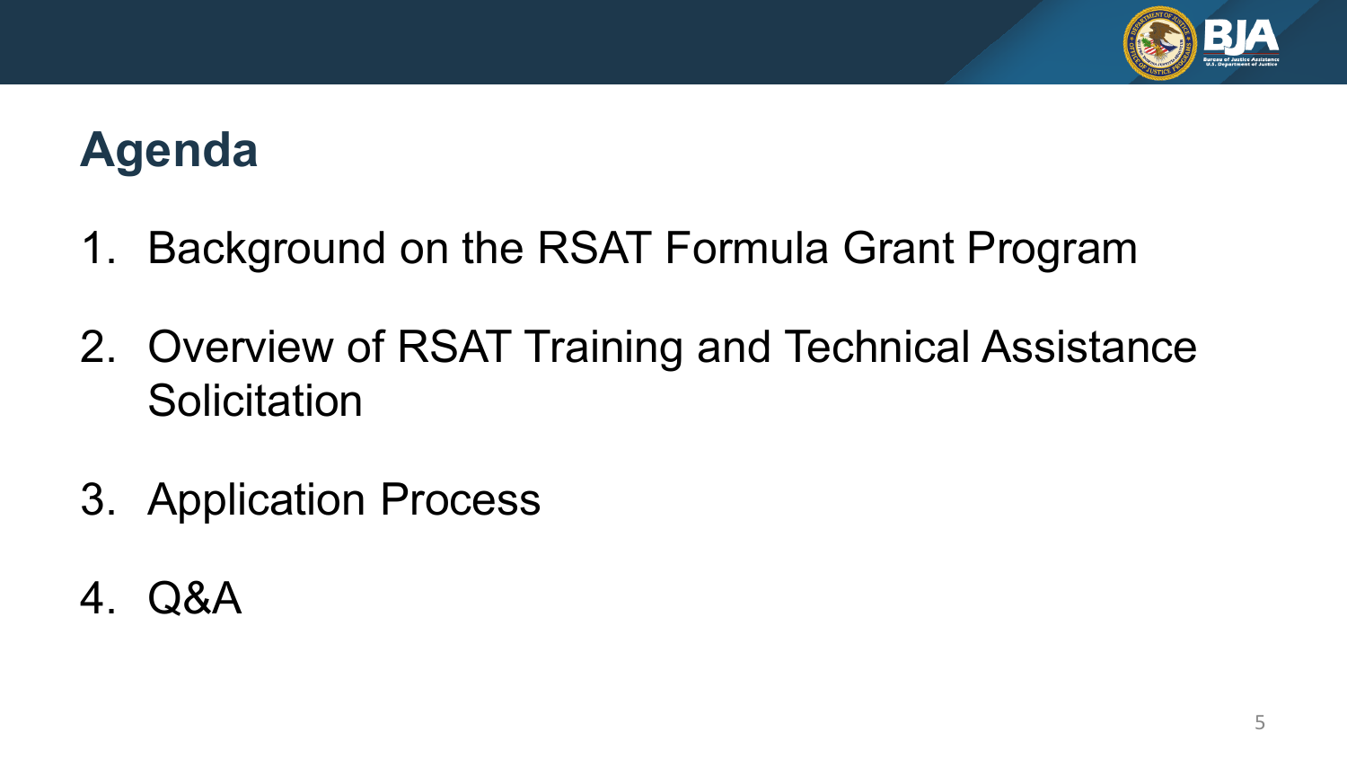# Agenda

1. Background on the RSAT Formula Grant Program
2. Overview of RSAT Training and Technical Assistance Solicitation
3. Application Process
4. Q&A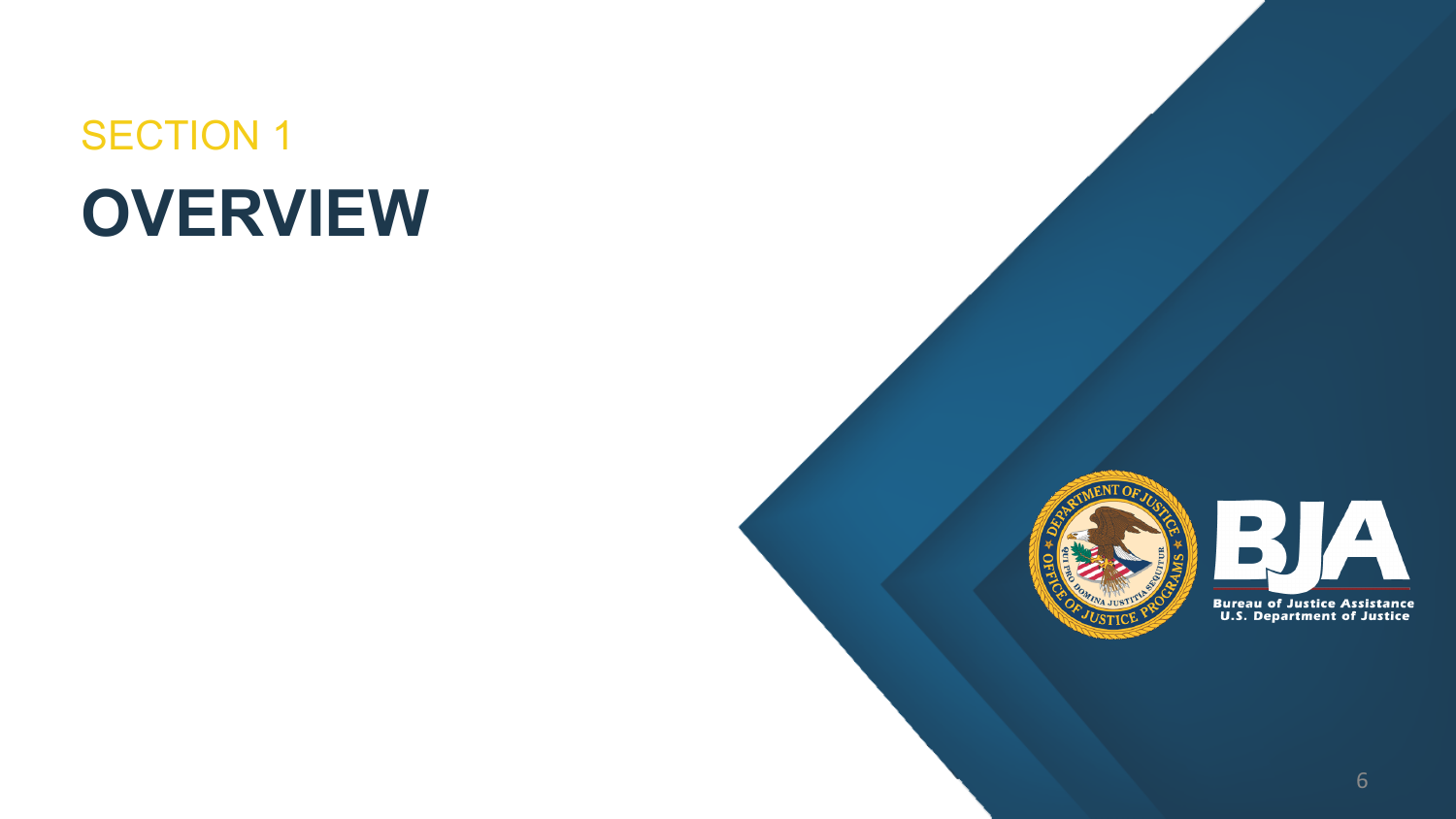SECTION 1

# OVERVIEW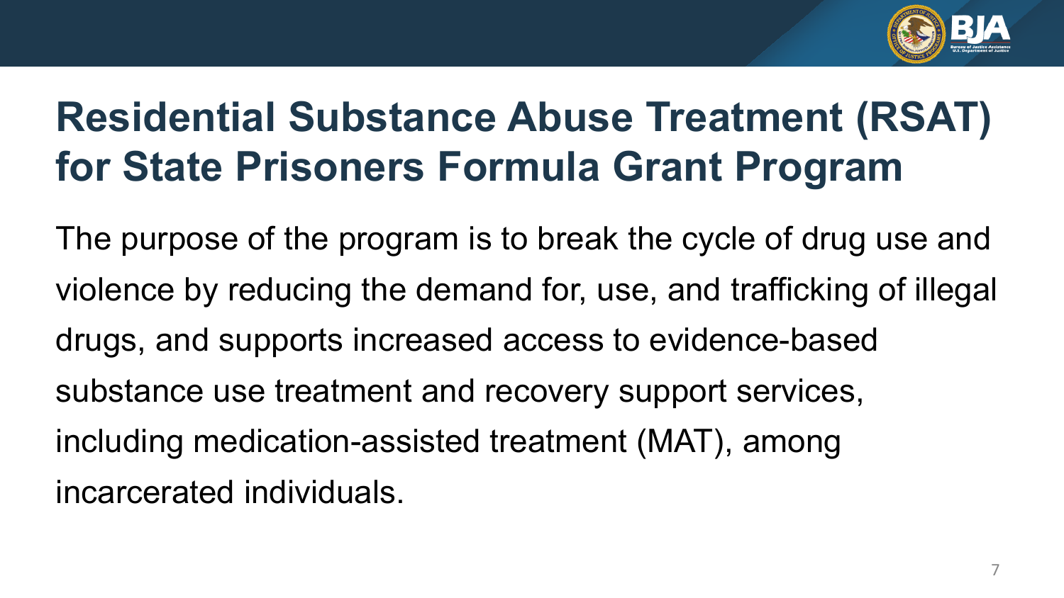# Residential Substance Abuse Treatment (RSAT) for State Prisoners Formula Grant Program

The purpose of the program is to break the cycle of drug use and violence by reducing the demand for, use, and trafficking of illegal drugs, and supports increased access to evidence-based substance use treatment and recovery support services, including medication-assisted treatment (MAT), among incarcerated individuals.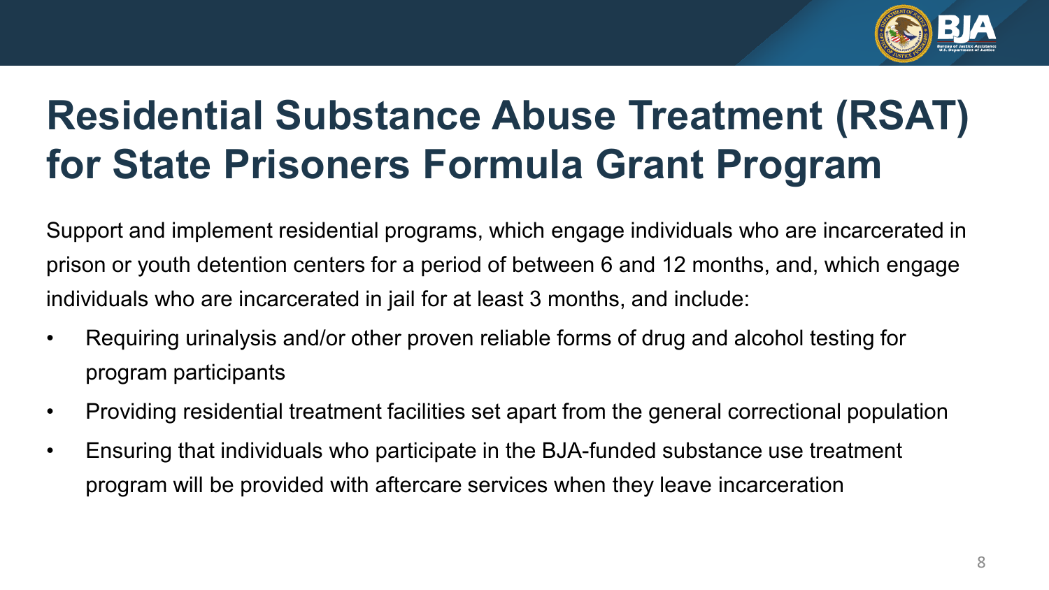# Residential Substance Abuse Treatment (RSAT) for State Prisoners Formula Grant Program

Support and implement residential programs, which engage individuals who are incarcerated in prison or youth detention centers for a period of between 6 and 12 months, and, which engage individuals who are incarcerated in jail for at least 3 months, and include:

- Requiring urinalysis and/or other proven reliable forms of drug and alcohol testing for program participants
- Providing residential treatment facilities set apart from the general correctional population
- Ensuring that individuals who participate in the BJA-funded substance use treatment program will be provided with aftercare services when they leave incarceration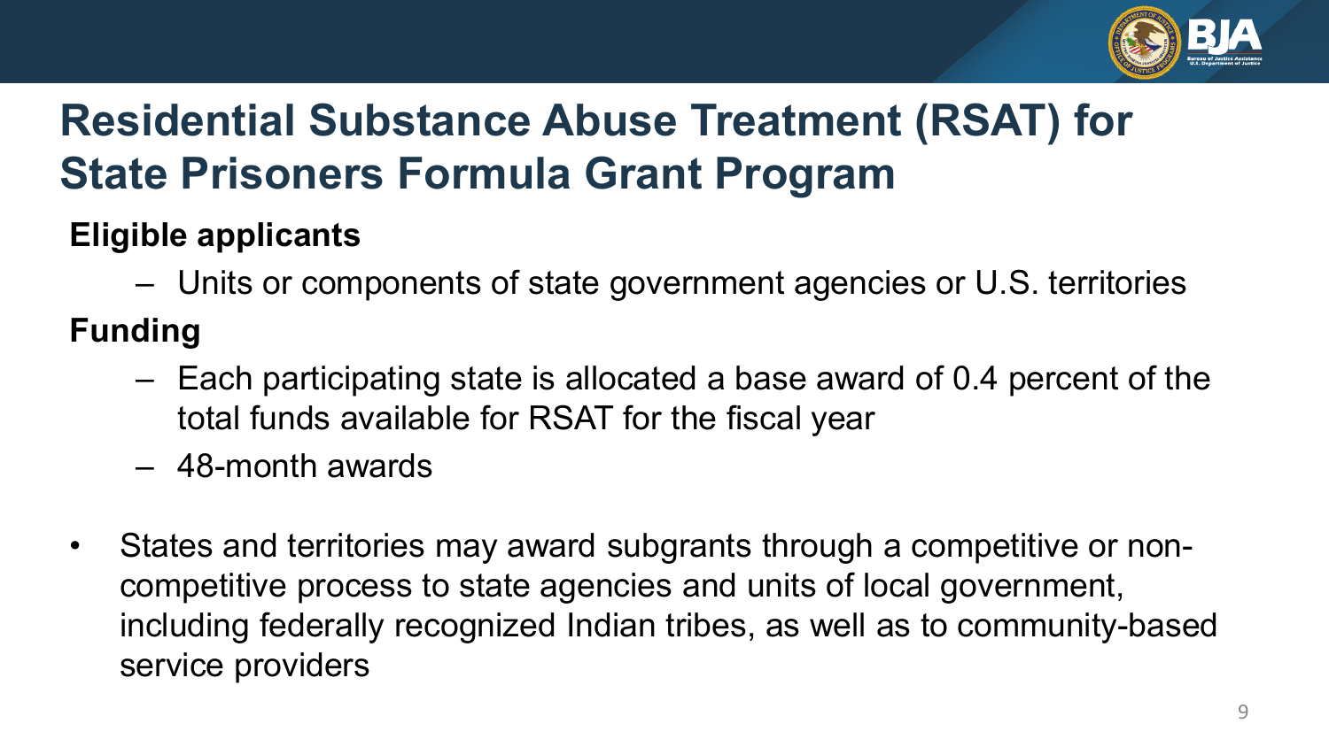# Residential Substance Abuse Treatment (RSAT) for State Prisoners Formula Grant Program

**Eligible applicants**

- Units or components of state government agencies or U.S. territories

**Funding**

- Each participating state is allocated a base award of 0.4 percent of the total funds available for RSAT for the fiscal year
- 48-month awards

- States and territories may award subgrants through a competitive or non-competitive process to state agencies and units of local government, including federally recognized Indian tribes, as well as to community-based service providers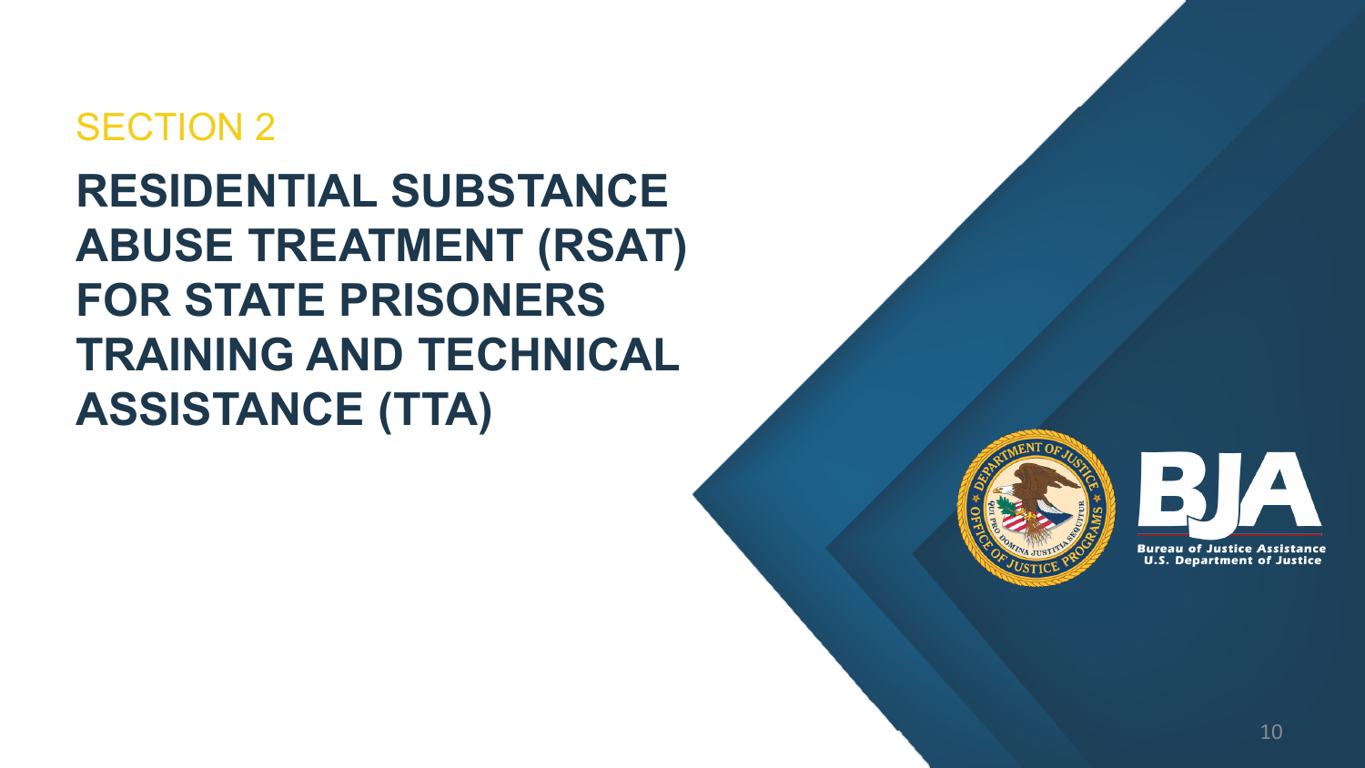SECTION 2

# RESIDENTIAL SUBSTANCE ABUSE TREATMENT (RSAT) FOR STATE PRISONERS TRAINING AND TECHNICAL ASSISTANCE (TTA)

Bureau of Justice Assistance
U.S. Department of Justice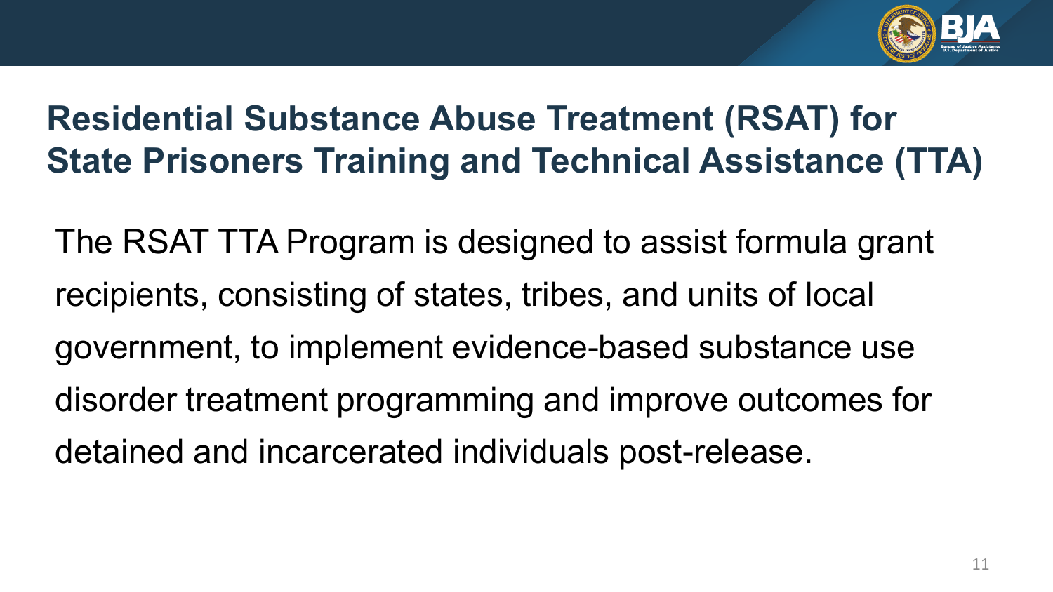## Residential Substance Abuse Treatment (RSAT) for State Prisoners Training and Technical Assistance (TTA)

The RSAT TTA Program is designed to assist formula grant recipients, consisting of states, tribes, and units of local government, to implement evidence-based substance use disorder treatment programming and improve outcomes for detained and incarcerated individuals post-release.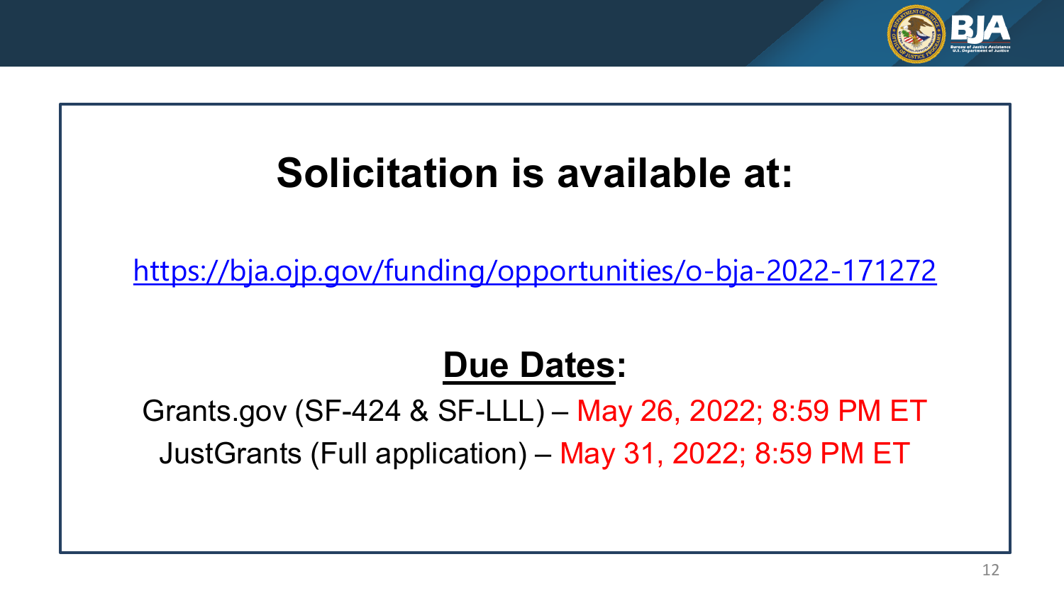# Solicitation is available at:

https://bja.ojp.gov/funding/opportunities/o-bja-2022-171272

## Due Dates:

Grants.gov (SF-424 & SF-LLL) – May 26, 2022; 8:59 PM ET

JustGrants (Full application) – May 31, 2022; 8:59 PM ET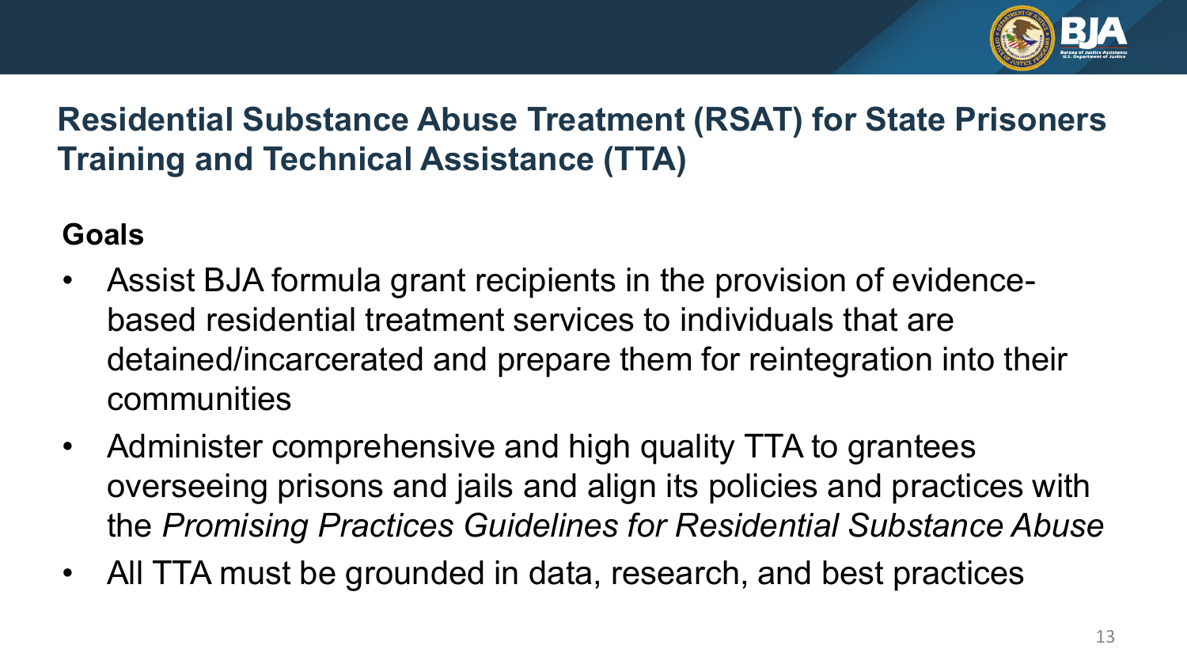## Residential Substance Abuse Treatment (RSAT) for State Prisoners Training and Technical Assistance (TTA)

**Goals**

- Assist BJA formula grant recipients in the provision of evidence-based residential treatment services to individuals that are detained/incarcerated and prepare them for reintegration into their communities
- Administer comprehensive and high quality TTA to grantees overseeing prisons and jails and align its policies and practices with the *Promising Practices Guidelines for Residential Substance Abuse*
- All TTA must be grounded in data, research, and best practices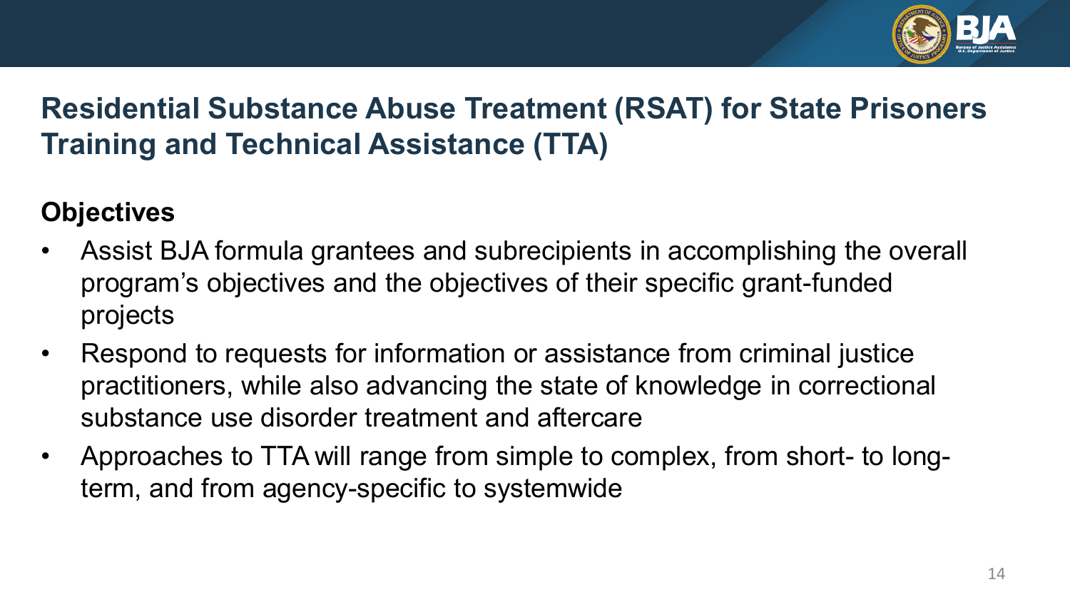# Residential Substance Abuse Treatment (RSAT) for State Prisoners Training and Technical Assistance (TTA)

## Objectives

- Assist BJA formula grantees and subrecipients in accomplishing the overall program's objectives and the objectives of their specific grant-funded projects
- Respond to requests for information or assistance from criminal justice practitioners, while also advancing the state of knowledge in correctional substance use disorder treatment and aftercare
- Approaches to TTA will range from simple to complex, from short- to long-term, and from agency-specific to systemwide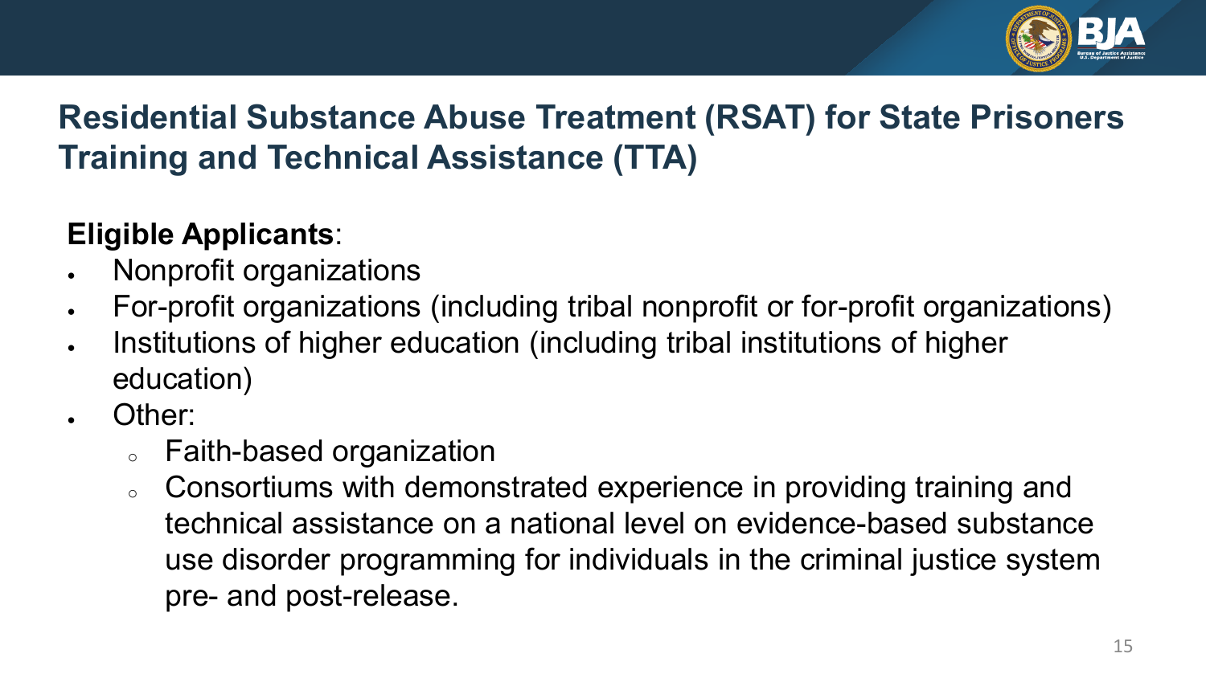## Residential Substance Abuse Treatment (RSAT) for State Prisoners Training and Technical Assistance (TTA)

**Eligible Applicants**:

- Nonprofit organizations
- For-profit organizations (including tribal nonprofit or for-profit organizations)
- Institutions of higher education (including tribal institutions of higher education)
- Other:
  - Faith-based organization
  - Consortiums with demonstrated experience in providing training and technical assistance on a national level on evidence-based substance use disorder programming for individuals in the criminal justice system pre- and post-release.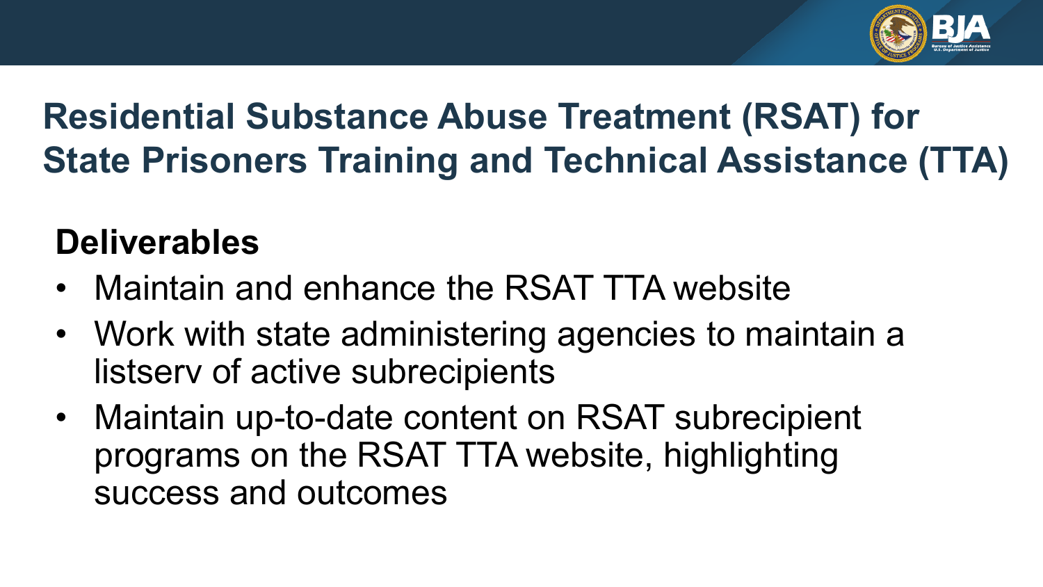# Residential Substance Abuse Treatment (RSAT) for State Prisoners Training and Technical Assistance (TTA)

## Deliverables

- Maintain and enhance the RSAT TTA website
- Work with state administering agencies to maintain a listserv of active subrecipients
- Maintain up-to-date content on RSAT subrecipient programs on the RSAT TTA website, highlighting success and outcomes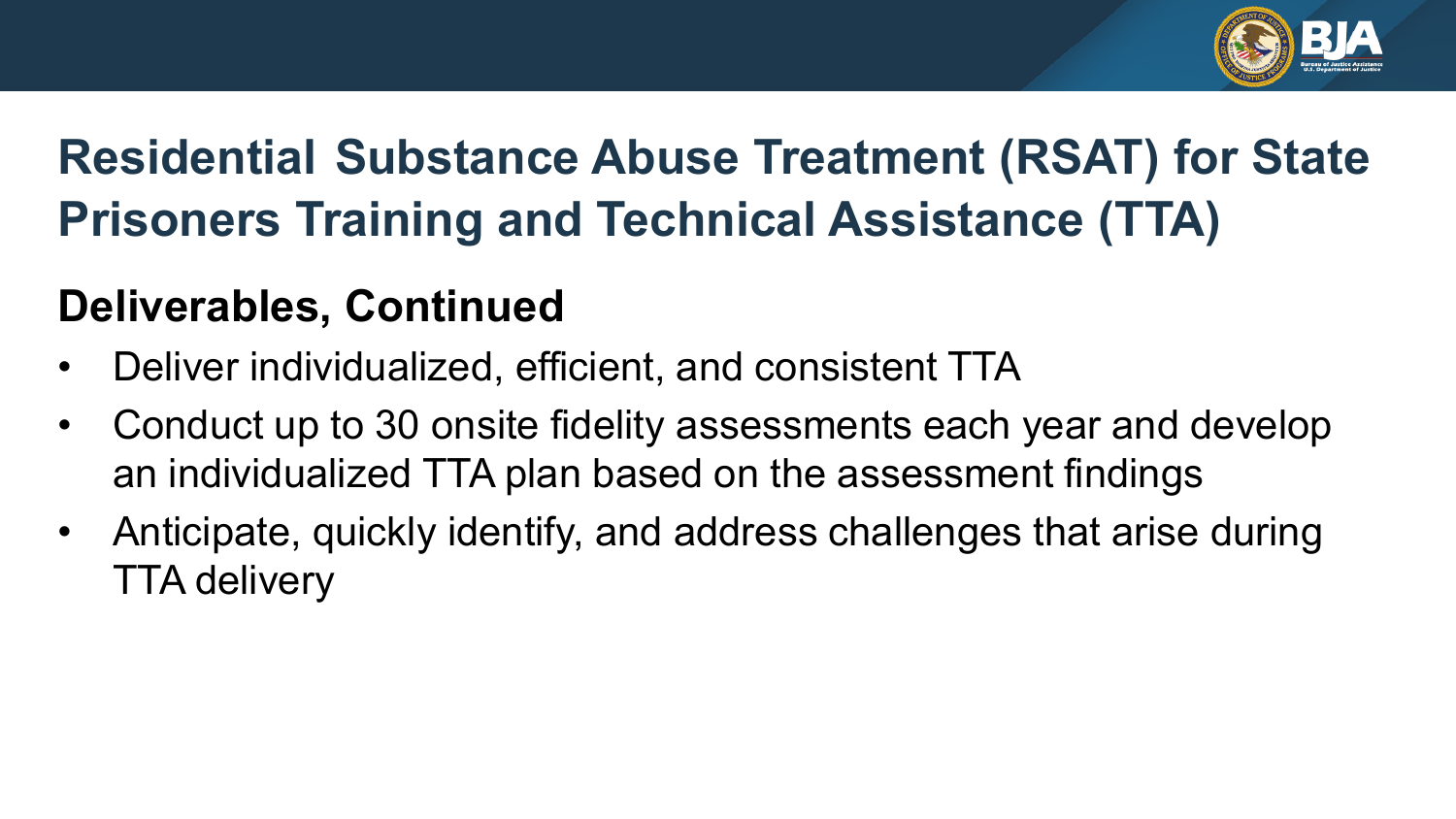# Residential Substance Abuse Treatment (RSAT) for State Prisoners Training and Technical Assistance (TTA)

## Deliverables, Continued

- Deliver individualized, efficient, and consistent TTA
- Conduct up to 30 onsite fidelity assessments each year and develop an individualized TTA plan based on the assessment findings
- Anticipate, quickly identify, and address challenges that arise during TTA delivery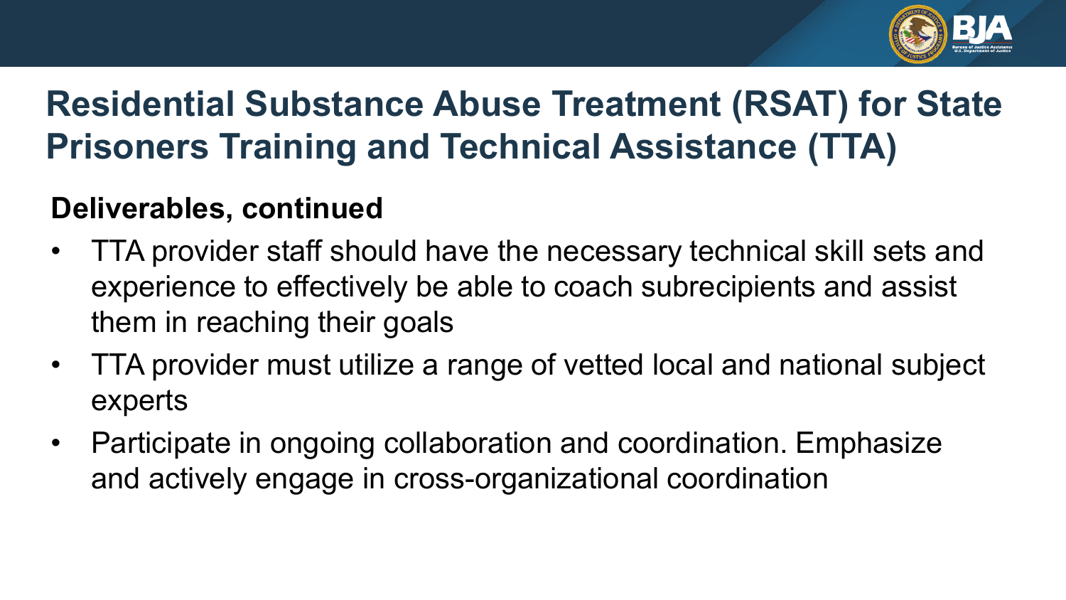# Residential Substance Abuse Treatment (RSAT) for State Prisoners Training and Technical Assistance (TTA)

**Deliverables, continued**

- TTA provider staff should have the necessary technical skill sets and experience to effectively be able to coach subrecipients and assist them in reaching their goals
- TTA provider must utilize a range of vetted local and national subject experts
- Participate in ongoing collaboration and coordination. Emphasize and actively engage in cross-organizational coordination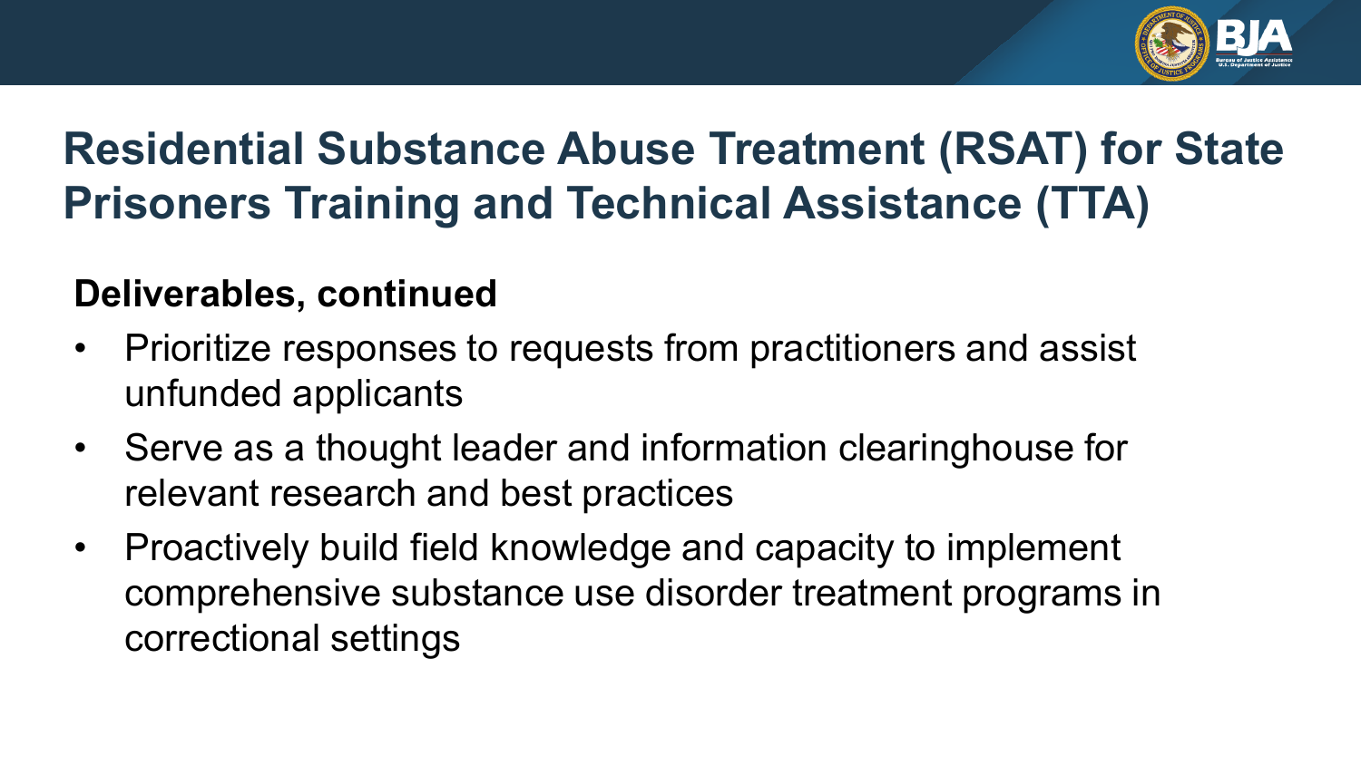# Residential Substance Abuse Treatment (RSAT) for State Prisoners Training and Technical Assistance (TTA)

## Deliverables, continued

- Prioritize responses to requests from practitioners and assist unfunded applicants
- Serve as a thought leader and information clearinghouse for relevant research and best practices
- Proactively build field knowledge and capacity to implement comprehensive substance use disorder treatment programs in correctional settings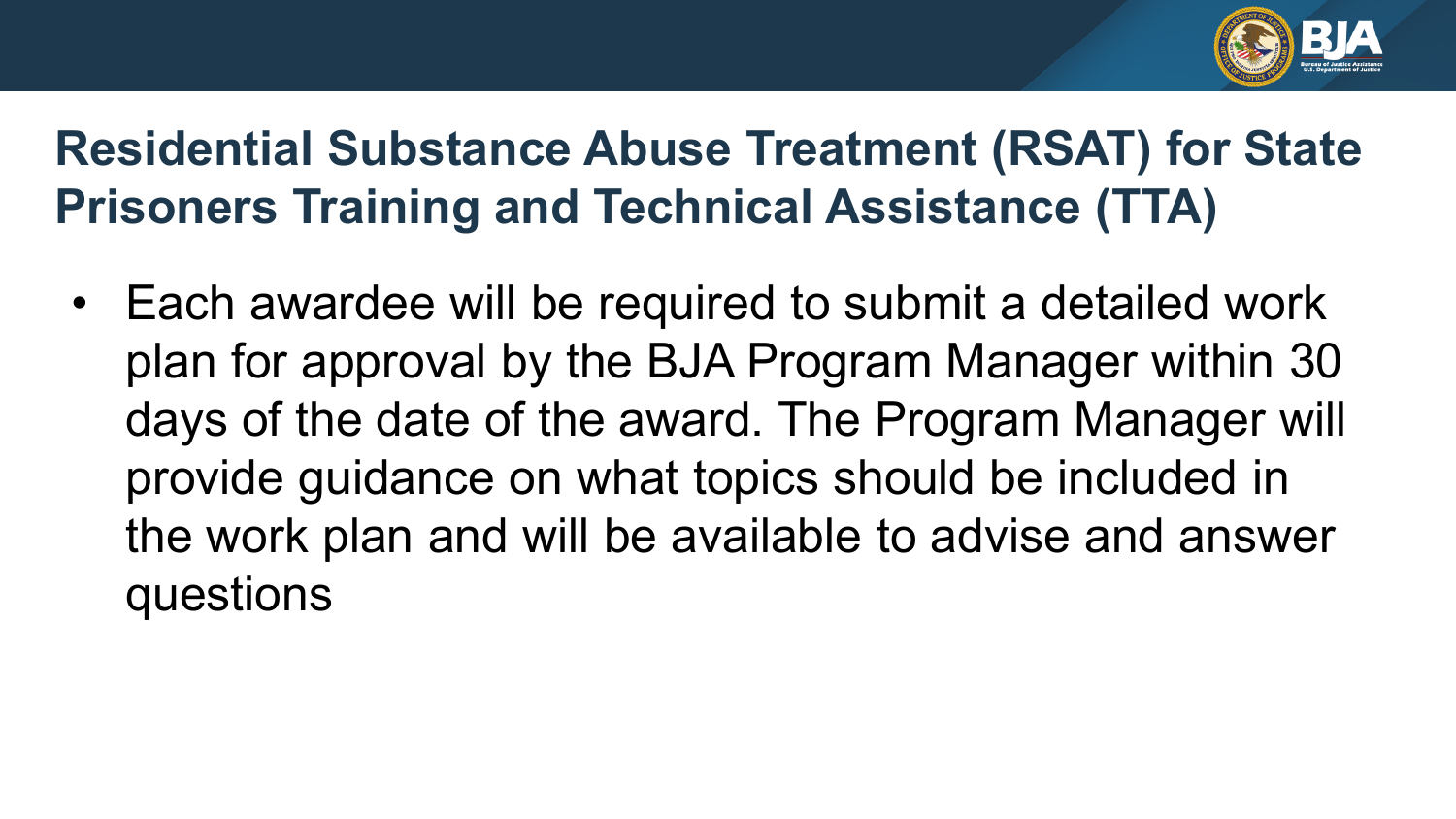## Residential Substance Abuse Treatment (RSAT) for State Prisoners Training and Technical Assistance (TTA)

- Each awardee will be required to submit a detailed work plan for approval by the BJA Program Manager within 30 days of the date of the award. The Program Manager will provide guidance on what topics should be included in the work plan and will be available to advise and answer questions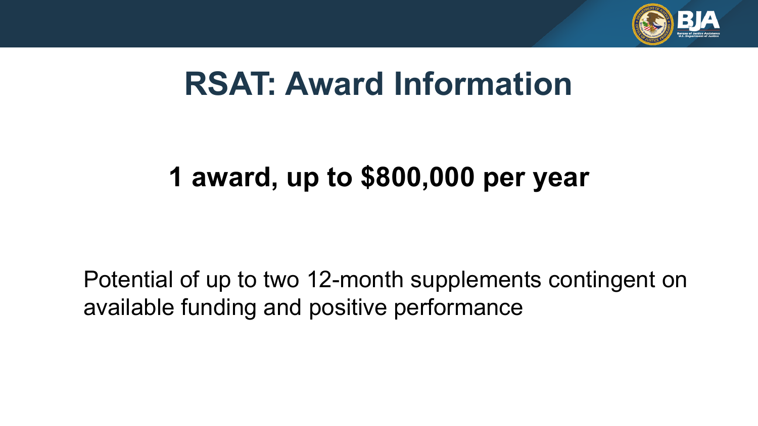# RSAT: Award Information

**1 award, up to $800,000 per year**

Potential of up to two 12-month supplements contingent on available funding and positive performance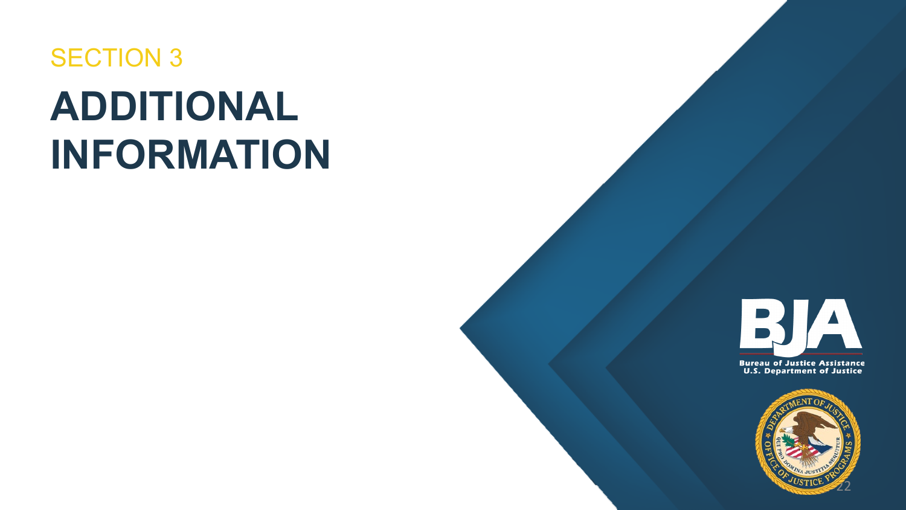SECTION 3

# ADDITIONAL INFORMATION

**Bureau of Justice Assistance**
**U.S. Department of Justice**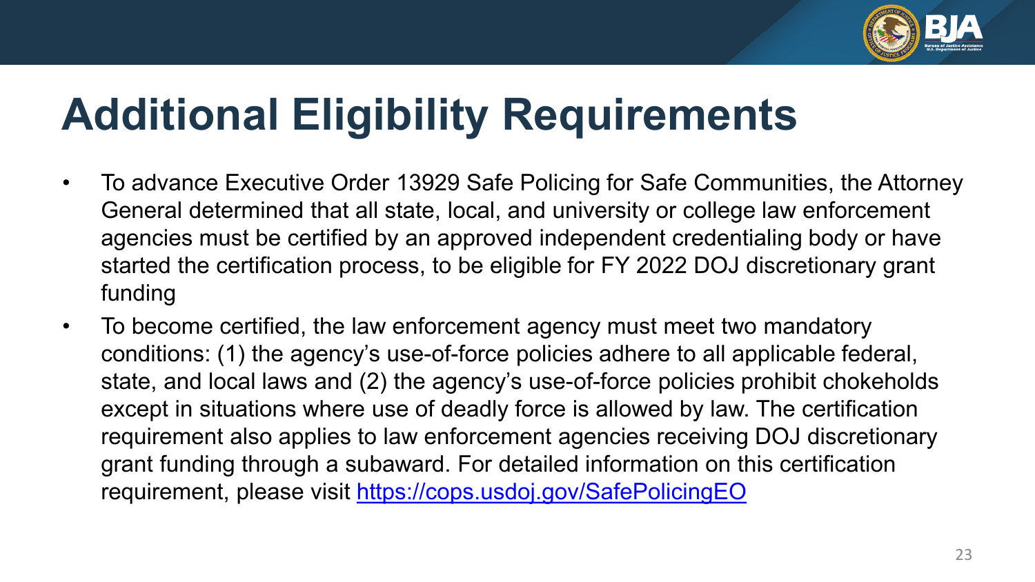# Additional Eligibility Requirements

- To advance Executive Order 13929 Safe Policing for Safe Communities, the Attorney General determined that all state, local, and university or college law enforcement agencies must be certified by an approved independent credentialing body or have started the certification process, to be eligible for FY 2022 DOJ discretionary grant funding
- To become certified, the law enforcement agency must meet two mandatory conditions: (1) the agency's use-of-force policies adhere to all applicable federal, state, and local laws and (2) the agency's use-of-force policies prohibit chokeholds except in situations where use of deadly force is allowed by law. The certification requirement also applies to law enforcement agencies receiving DOJ discretionary grant funding through a subaward. For detailed information on this certification requirement, please visit [https://cops.usdoj.gov/SafePolicingEO](https://cops.usdoj.gov/SafePolicingEO)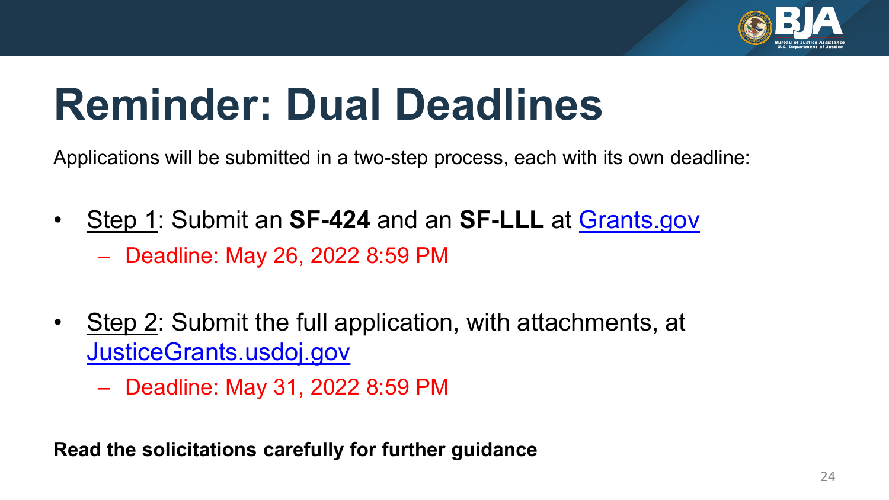# Reminder: Dual Deadlines

Applications will be submitted in a two-step process, each with its own deadline:

- Step 1: Submit an **SF-424** and an **SF-LLL** at [Grants.gov](Grants.gov)
  - Deadline: May 26, 2022 8:59 PM
- Step 2: Submit the full application, with attachments, at [JusticeGrants.usdoj.gov](JusticeGrants.usdoj.gov)
  - Deadline: May 31, 2022 8:59 PM

**Read the solicitations carefully for further guidance**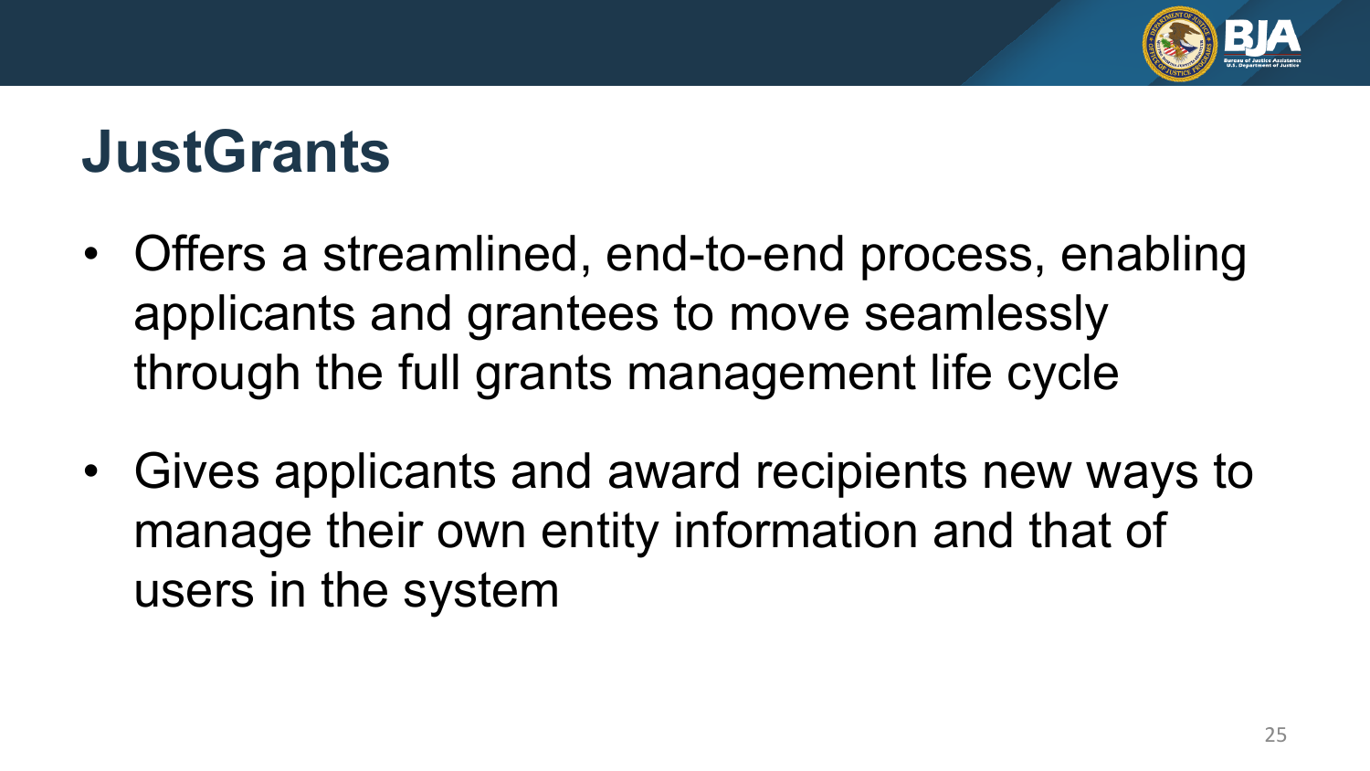# JustGrants

- Offers a streamlined, end-to-end process, enabling applicants and grantees to move seamlessly through the full grants management life cycle
- Gives applicants and award recipients new ways to manage their own entity information and that of users in the system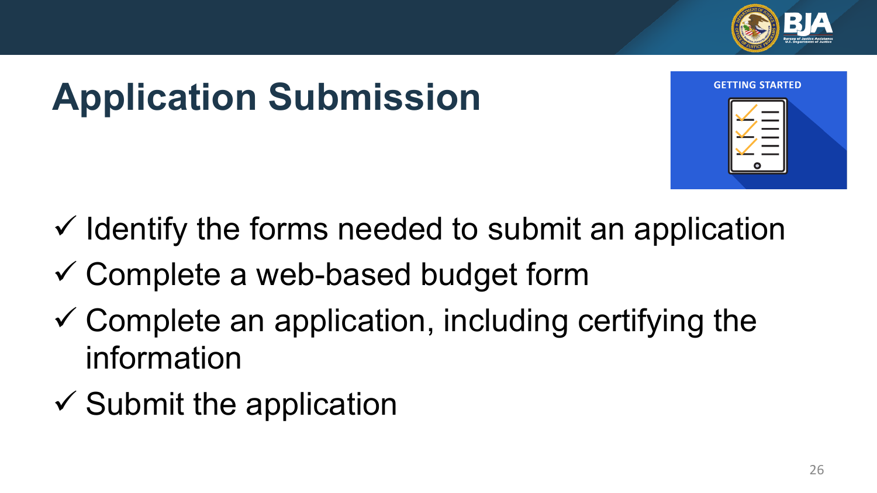# Application Submission

GETTING STARTED

- ✓ Identify the forms needed to submit an application
- ✓ Complete a web-based budget form
- ✓ Complete an application, including certifying the information
- ✓ Submit the application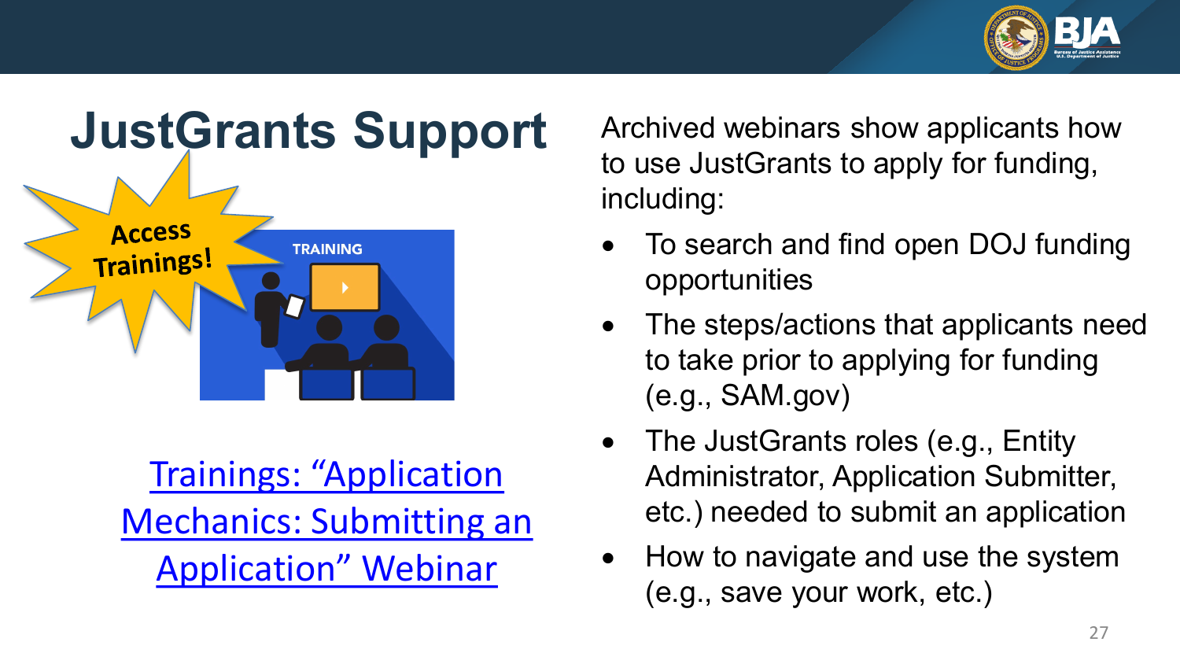# JustGrants Support

Access Trainings!

[Trainings: "Application Mechanics: Submitting an Application" Webinar]

Archived webinars show applicants how to use JustGrants to apply for funding, including:

- To search and find open DOJ funding opportunities
- The steps/actions that applicants need to take prior to applying for funding (e.g., SAM.gov)
- The JustGrants roles (e.g., Entity Administrator, Application Submitter, etc.) needed to submit an application
- How to navigate and use the system (e.g., save your work, etc.)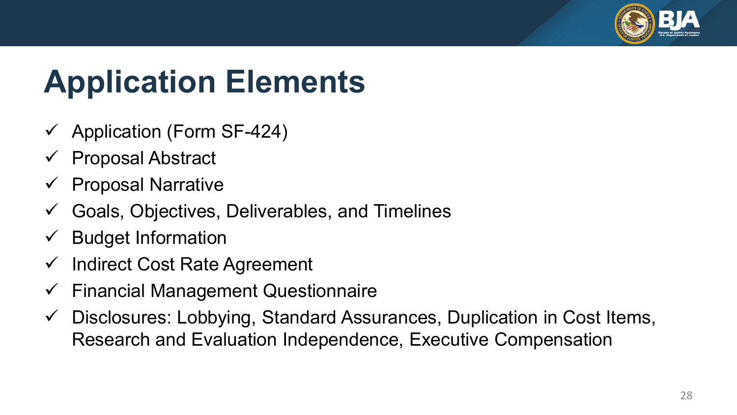# Application Elements

- ✓ Application (Form SF-424)
- ✓ Proposal Abstract
- ✓ Proposal Narrative
- ✓ Goals, Objectives, Deliverables, and Timelines
- ✓ Budget Information
- ✓ Indirect Cost Rate Agreement
- ✓ Financial Management Questionnaire
- ✓ Disclosures: Lobbying, Standard Assurances, Duplication in Cost Items, Research and Evaluation Independence, Executive Compensation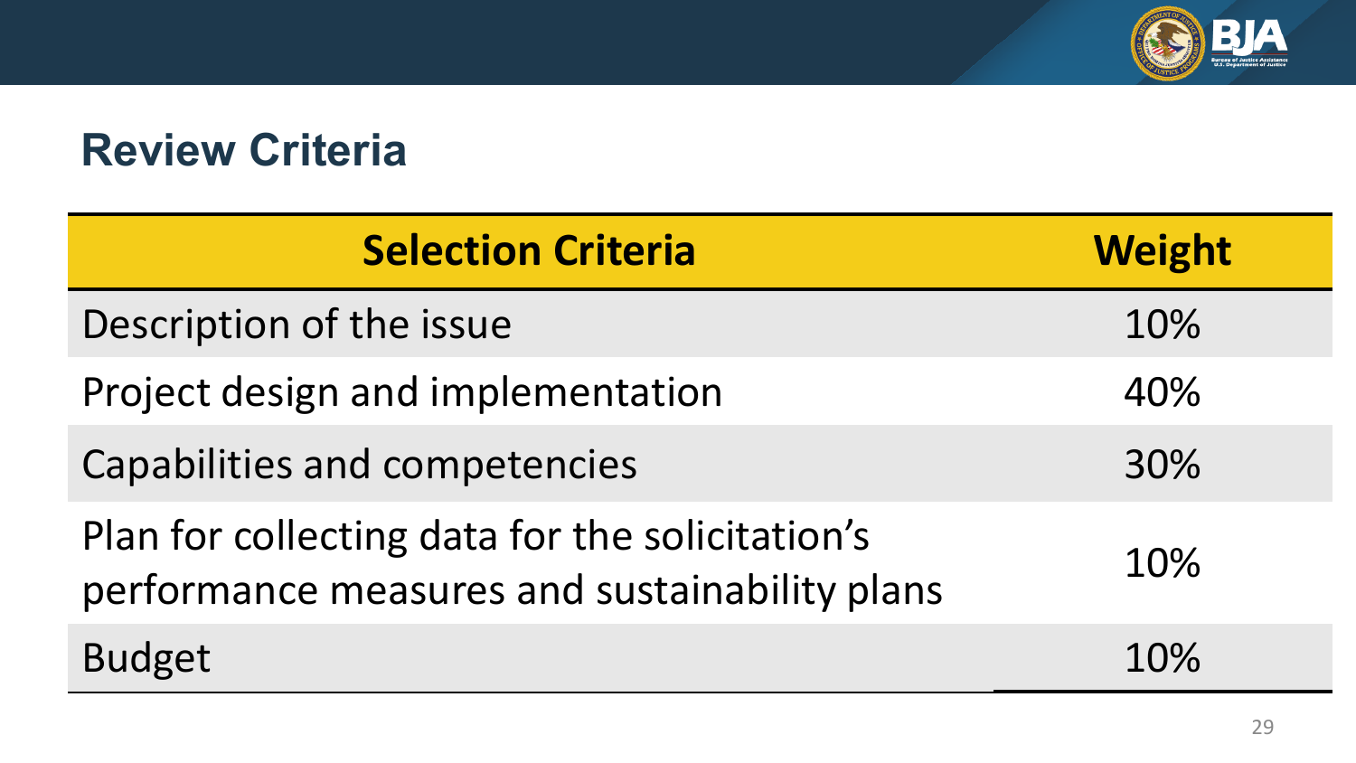## Review Criteria

| Selection Criteria | Weight |
| --- | --- |
| Description of the issue | 10% |
| Project design and implementation | 40% |
| Capabilities and competencies | 30% |
| Plan for collecting data for the solicitation's performance measures and sustainability plans | 10% |
| Budget | 10% |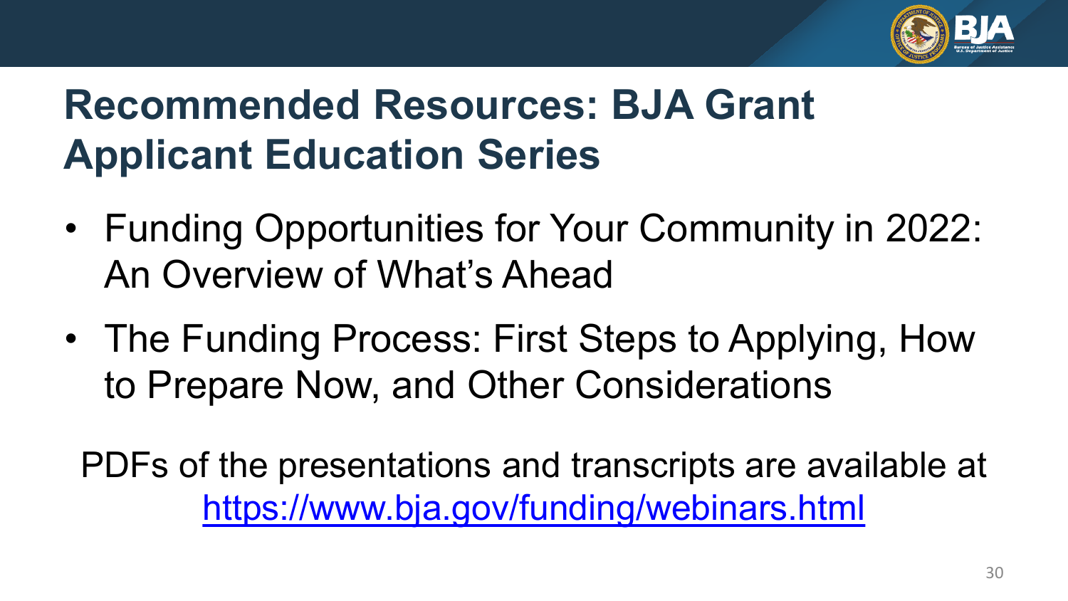# Recommended Resources: BJA Grant Applicant Education Series

- Funding Opportunities for Your Community in 2022: An Overview of What's Ahead
- The Funding Process: First Steps to Applying, How to Prepare Now, and Other Considerations

PDFs of the presentations and transcripts are available at https://www.bja.gov/funding/webinars.html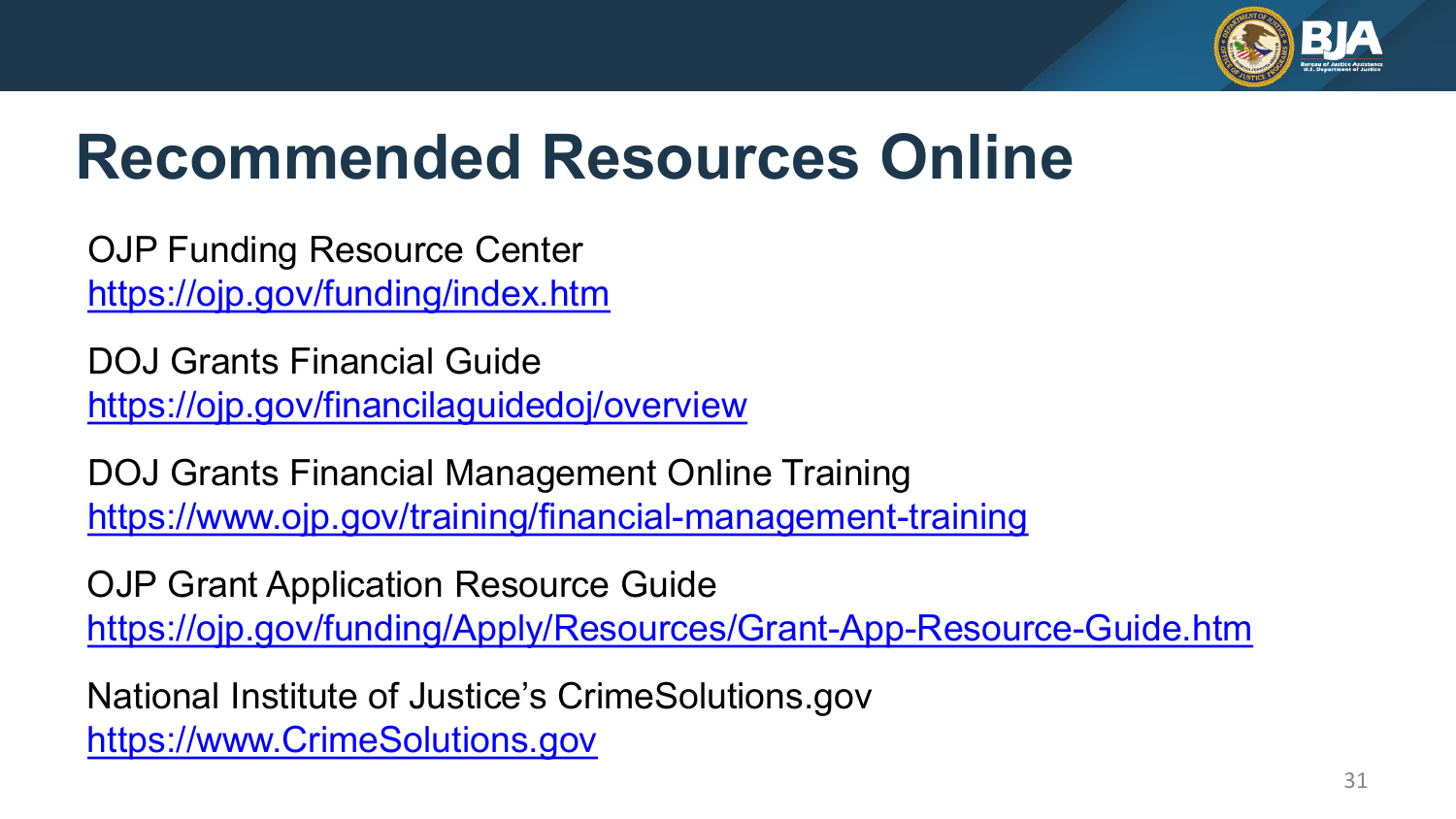# Recommended Resources Online

OJP Funding Resource Center
https://ojp.gov/funding/index.htm

DOJ Grants Financial Guide
https://ojp.gov/financilaguidedoj/overview

DOJ Grants Financial Management Online Training
https://www.ojp.gov/training/financial-management-training

OJP Grant Application Resource Guide
https://ojp.gov/funding/Apply/Resources/Grant-App-Resource-Guide.htm

National Institute of Justice's CrimeSolutions.gov
https://www.CrimeSolutions.gov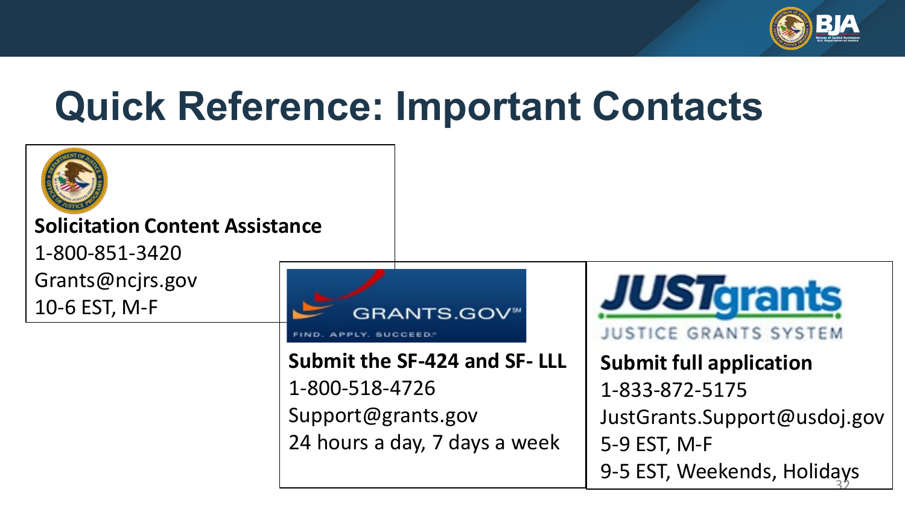# Quick Reference: Important Contacts

**Solicitation Content Assistance**

1-800-851-3420

Grants@ncjrs.gov

10-6 EST, M-F

GRANTS.GOV
FIND. APPLY. SUCCEED.

**Submit the SF-424 and SF- LLL**

1-800-518-4726

Support@grants.gov

24 hours a day, 7 days a week

JUSTgrants
JUSTICE GRANTS SYSTEM

**Submit full application**

1-833-872-5175

JustGrants.Support@usdoj.gov

5-9 EST, M-F

9-5 EST, Weekends, Holidays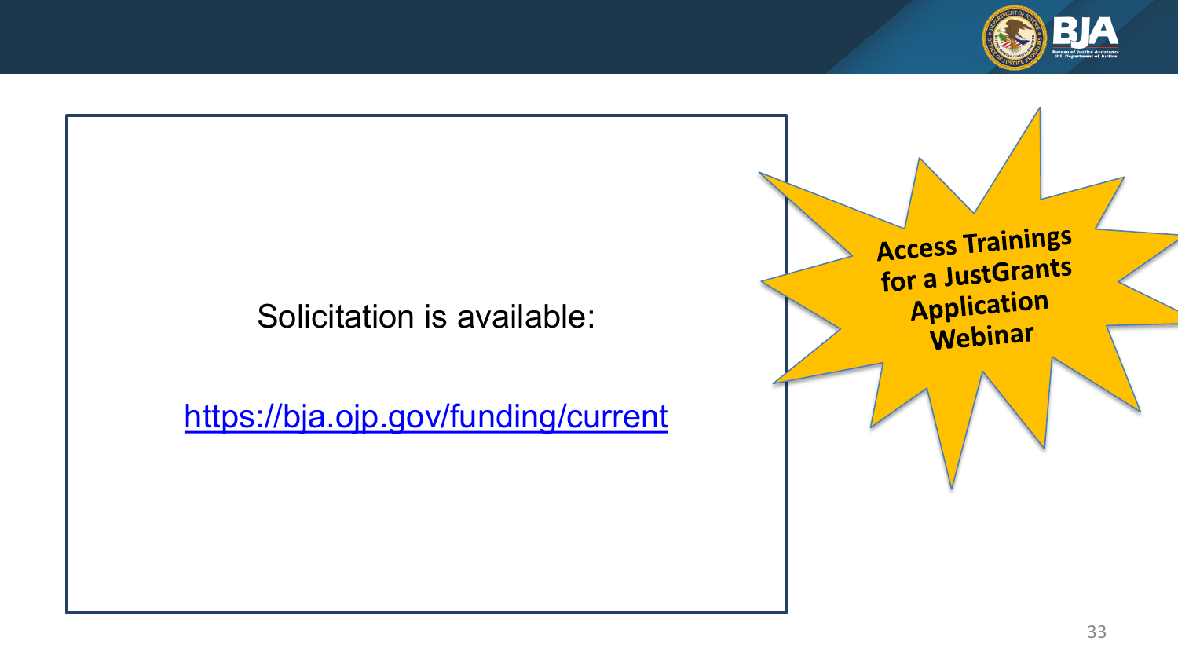Solicitation is available:

[https://bja.ojp.gov/funding/current](https://bja.ojp.gov/funding/current)

**Access Trainings for a JustGrants Application Webinar**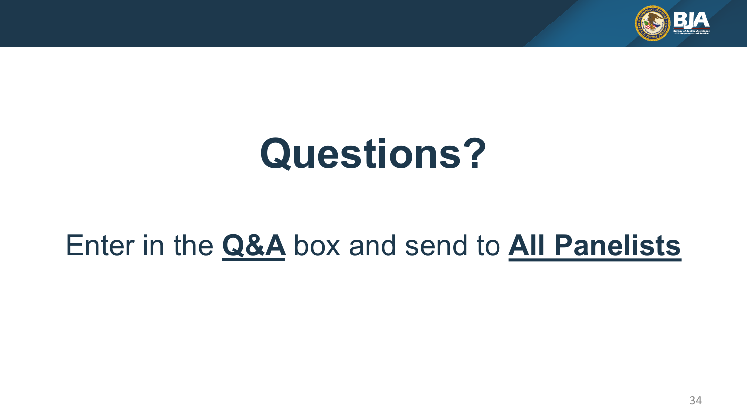# Questions?

Enter in the **Q&A** box and send to **All Panelists**